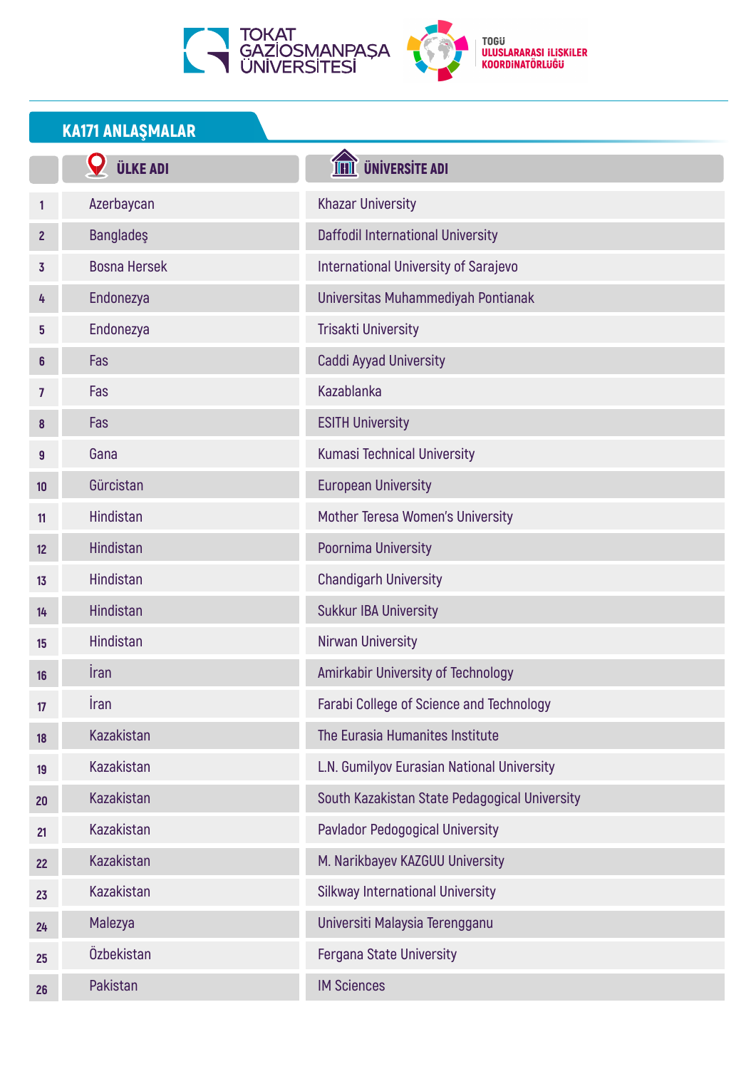## KA171 ANLAŞMALAR

| | ÜLKE ADI | ÜNİVERSİTE ADI |
|---|---|---|
| 1 | Azerbaycan | Khazar University |
| 2 | Bangladeş | Daffodil International University |
| 3 | Bosna Hersek | International University of Sarajevo |
| 4 | Endonezya | Universitas Muhammediyah Pontianak |
| 5 | Endonezya | Trisakti University |
| 6 | Fas | Caddi Ayyad University |
| 7 | Fas | Kazablanka |
| 8 | Fas | ESITH University |
| 9 | Gana | Kumasi Technical University |
| 10 | Gürcistan | European University |
| 11 | Hindistan | Mother Teresa Women's University |
| 12 | Hindistan | Poornima University |
| 13 | Hindistan | Chandigarh University |
| 14 | Hindistan | Sukkur IBA University |
| 15 | Hindistan | Nirwan University |
| 16 | İran | Amirkabir University of Technology |
| 17 | İran | Farabi College of Science and Technology |
| 18 | Kazakistan | The Eurasia Humanites Institute |
| 19 | Kazakistan | L.N. Gumilyov Eurasian National University |
| 20 | Kazakistan | South Kazakistan State Pedagogical University |
| 21 | Kazakistan | Pavlador Pedogogical University |
| 22 | Kazakistan | M. Narikbayev KAZGUU University |
| 23 | Kazakistan | Silkway International University |
| 24 | Malezya | Universiti Malaysia Terengganu |
| 25 | Özbekistan | Fergana State University |
| 26 | Pakistan | IM Sciences |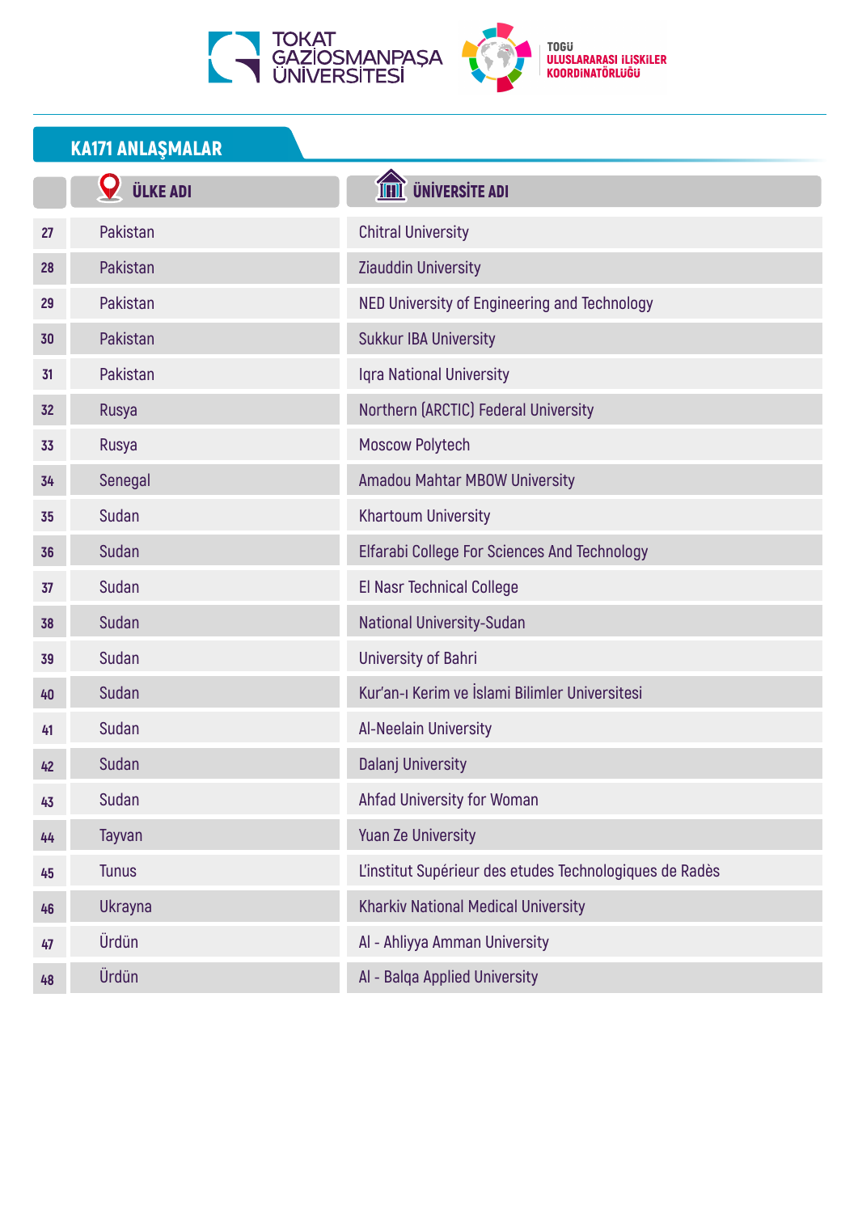## KA171 ANLAŞMALAR

| | ÜLKE ADI | ÜNİVERSİTE ADI |
|---|---|---|
| 27 | Pakistan | Chitral University |
| 28 | Pakistan | Ziauddin University |
| 29 | Pakistan | NED University of Engineering and Technology |
| 30 | Pakistan | Sukkur IBA University |
| 31 | Pakistan | Iqra National University |
| 32 | Rusya | Northern (ARCTIC) Federal University |
| 33 | Rusya | Moscow Polytech |
| 34 | Senegal | Amadou Mahtar MBOW University |
| 35 | Sudan | Khartoum University |
| 36 | Sudan | Elfarabi College For Sciences And Technology |
| 37 | Sudan | El Nasr Technical College |
| 38 | Sudan | National University-Sudan |
| 39 | Sudan | University of Bahri |
| 40 | Sudan | Kur'an-ı Kerim ve İslami Bilimler Universitesi |
| 41 | Sudan | Al-Neelain University |
| 42 | Sudan | Dalanj University |
| 43 | Sudan | Ahfad University for Woman |
| 44 | Tayvan | Yuan Ze University |
| 45 | Tunus | L'institut Supérieur des etudes Technologiques de Radès |
| 46 | Ukrayna | Kharkiv National Medical University |
| 47 | Ürdün | Al - Ahliyya Amman University |
| 48 | Ürdün | Al - Balqa Applied University |